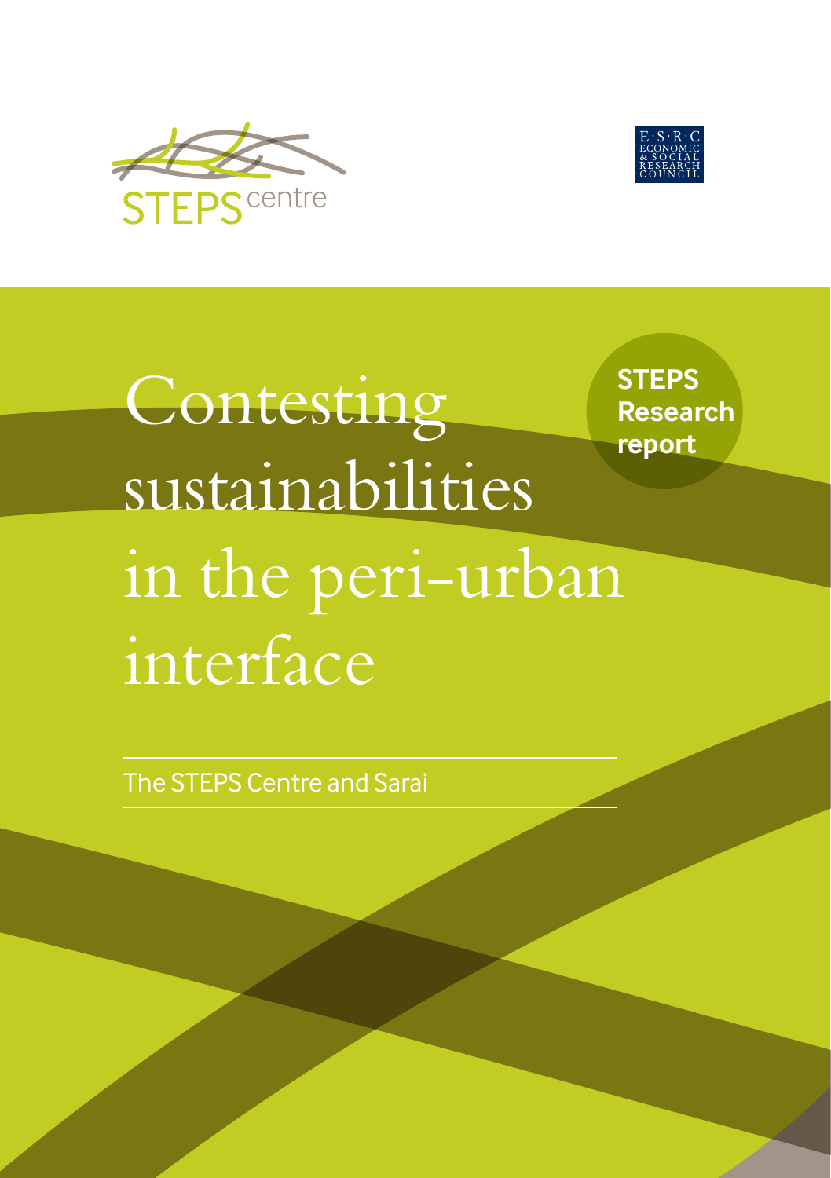STEPS centre

E·S·R·C ECONOMIC & SOCIAL RESEARCH COUNCIL

**STEPS Research report**

# Contesting sustainabilities in the peri-urban interface

The STEPS Centre and Sarai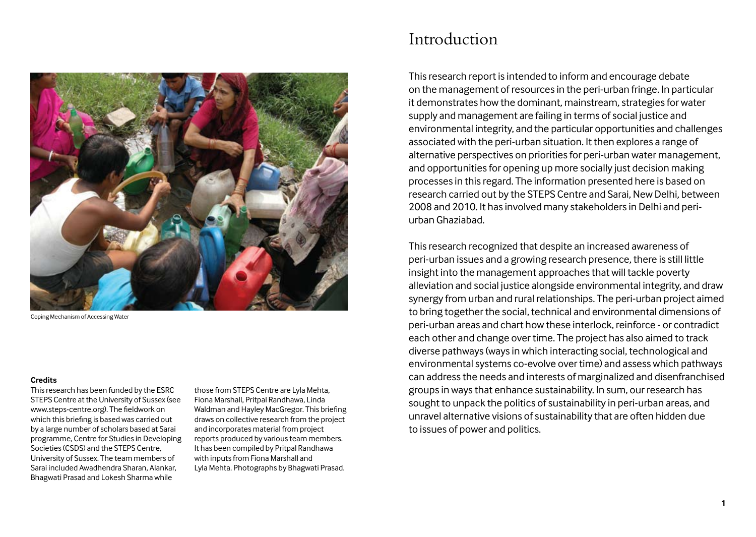# Introduction

This research report is intended to inform and encourage debate on the management of resources in the peri-urban fringe. In particular it demonstrates how the dominant, mainstream, strategies for water supply and management are failing in terms of social justice and environmental integrity, and the particular opportunities and challenges associated with the peri-urban situation. It then explores a range of alternative perspectives on priorities for peri-urban water management, and opportunities for opening up more socially just decision making processes in this regard. The information presented here is based on research carried out by the STEPS Centre and Sarai, New Delhi, between 2008 and 2010. It has involved many stakeholders in Delhi and peri-urban Ghaziabad.

This research recognized that despite an increased awareness of peri-urban issues and a growing research presence, there is still little insight into the management approaches that will tackle poverty alleviation and social justice alongside environmental integrity, and draw synergy from urban and rural relationships. The peri-urban project aimed to bring together the social, technical and environmental dimensions of peri-urban areas and chart how these interlock, reinforce - or contradict each other and change over time. The project has also aimed to track diverse pathways (ways in which interacting social, technological and environmental systems co-evolve over time) and assess which pathways can address the needs and interests of marginalized and disenfranchised groups in ways that enhance sustainability. In sum, our research has sought to unpack the politics of sustainability in peri-urban areas, and unravel alternative visions of sustainability that are often hidden due to issues of power and politics.

Coping Mechanism of Accessing Water

**Credits**

This research has been funded by the ESRC STEPS Centre at the University of Sussex (see www.steps-centre.org). The fieldwork on which this briefing is based was carried out by a large number of scholars based at Sarai programme, Centre for Studies in Developing Societies (CSDS) and the STEPS Centre, University of Sussex. The team members of Sarai included Awadhendra Sharan, Alankar, Bhagwati Prasad and Lokesh Sharma while those from STEPS Centre are Lyla Mehta, Fiona Marshall, Pritpal Randhawa, Linda Waldman and Hayley MacGregor. This briefing draws on collective research from the project and incorporates material from project reports produced by various team members. It has been compiled by Pritpal Randhawa with inputs from Fiona Marshall and Lyla Mehta. Photographs by Bhagwati Prasad.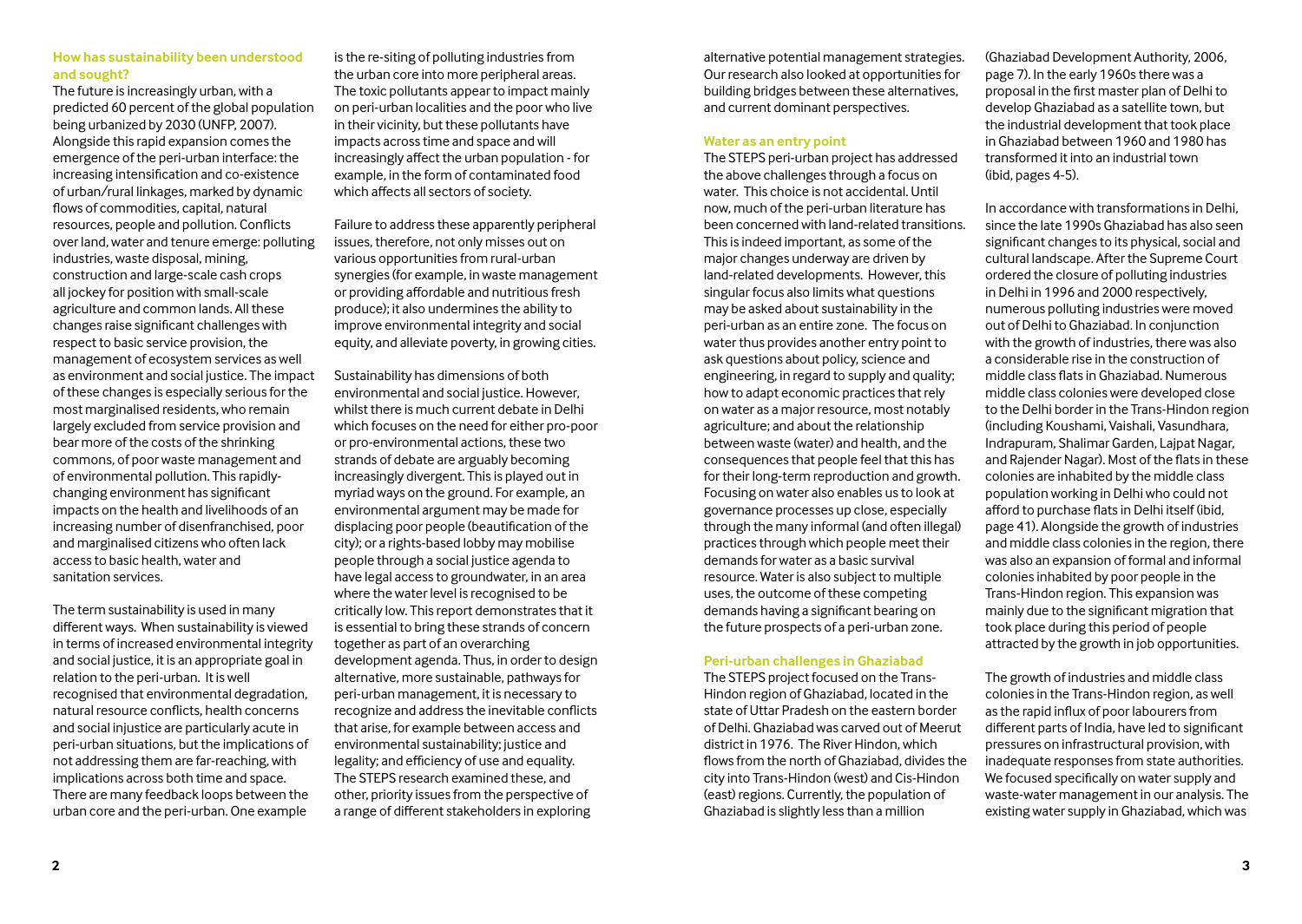### How has sustainability been understood and sought?

The future is increasingly urban, with a predicted 60 percent of the global population being urbanized by 2030 (UNFP, 2007). Alongside this rapid expansion comes the emergence of the peri-urban interface: the increasing intensification and co-existence of urban/rural linkages, marked by dynamic flows of commodities, capital, natural resources, people and pollution. Conflicts over land, water and tenure emerge: polluting industries, waste disposal, mining, construction and large-scale cash crops all jockey for position with small-scale agriculture and common lands. All these changes raise significant challenges with respect to basic service provision, the management of ecosystem services as well as environment and social justice. The impact of these changes is especially serious for the most marginalised residents, who remain largely excluded from service provision and bear more of the costs of the shrinking commons, of poor waste management and of environmental pollution. This rapidly-changing environment has significant impacts on the health and livelihoods of an increasing number of disenfranchised, poor and marginalised citizens who often lack access to basic health, water and sanitation services.

The term sustainability is used in many different ways. When sustainability is viewed in terms of increased environmental integrity and social justice, it is an appropriate goal in relation to the peri-urban. It is well recognised that environmental degradation, natural resource conflicts, health concerns and social injustice are particularly acute in peri-urban situations, but the implications of not addressing them are far-reaching, with implications across both time and space. There are many feedback loops between the urban core and the peri-urban. One example is the re-siting of polluting industries from the urban core into more peripheral areas. The toxic pollutants appear to impact mainly on peri-urban localities and the poor who live in their vicinity, but these pollutants have impacts across time and space and will increasingly affect the urban population - for example, in the form of contaminated food which affects all sectors of society.

Failure to address these apparently peripheral issues, therefore, not only misses out on various opportunities from rural-urban synergies (for example, in waste management or providing affordable and nutritious fresh produce); it also undermines the ability to improve environmental integrity and social equity, and alleviate poverty, in growing cities.

Sustainability has dimensions of both environmental and social justice. However, whilst there is much current debate in Delhi which focuses on the need for either pro-poor or pro-environmental actions, these two strands of debate are arguably becoming increasingly divergent. This is played out in myriad ways on the ground. For example, an environmental argument may be made for displacing poor people (beautification of the city); or a rights-based lobby may mobilise people through a social justice agenda to have legal access to groundwater, in an area where the water level is recognised to be critically low. This report demonstrates that it is essential to bring these strands of concern together as part of an overarching development agenda. Thus, in order to design alternative, more sustainable, pathways for peri-urban management, it is necessary to recognize and address the inevitable conflicts that arise, for example between access and environmental sustainability; justice and legality; and efficiency of use and equality. The STEPS research examined these, and other, priority issues from the perspective of a range of different stakeholders in exploring alternative potential management strategies. Our research also looked at opportunities for building bridges between these alternatives, and current dominant perspectives.

### Water as an entry point

The STEPS peri-urban project has addressed the above challenges through a focus on water. This choice is not accidental. Until now, much of the peri-urban literature has been concerned with land-related transitions. This is indeed important, as some of the major changes underway are driven by land-related developments. However, this singular focus also limits what questions may be asked about sustainability in the peri-urban as an entire zone. The focus on water thus provides another entry point to ask questions about policy, science and engineering, in regard to supply and quality; how to adapt economic practices that rely on water as a major resource, most notably agriculture; and about the relationship between waste (water) and health, and the consequences that people feel that this has for their long-term reproduction and growth. Focusing on water also enables us to look at governance processes up close, especially through the many informal (and often illegal) practices through which people meet their demands for water as a basic survival resource. Water is also subject to multiple uses, the outcome of these competing demands having a significant bearing on the future prospects of a peri-urban zone.

### Peri-urban challenges in Ghaziabad

The STEPS project focused on the Trans-Hindon region of Ghaziabad, located in the state of Uttar Pradesh on the eastern border of Delhi. Ghaziabad was carved out of Meerut district in 1976. The River Hindon, which flows from the north of Ghaziabad, divides the city into Trans-Hindon (west) and Cis-Hindon (east) regions. Currently, the population of Ghaziabad is slightly less than a million (Ghaziabad Development Authority, 2006, page 7). In the early 1960s there was a proposal in the first master plan of Delhi to develop Ghaziabad as a satellite town, but the industrial development that took place in Ghaziabad between 1960 and 1980 has transformed it into an industrial town (ibid, pages 4-5).

In accordance with transformations in Delhi, since the late 1990s Ghaziabad has also seen significant changes to its physical, social and cultural landscape. After the Supreme Court ordered the closure of polluting industries in Delhi in 1996 and 2000 respectively, numerous polluting industries were moved out of Delhi to Ghaziabad. In conjunction with the growth of industries, there was also a considerable rise in the construction of middle class flats in Ghaziabad. Numerous middle class colonies were developed close to the Delhi border in the Trans-Hindon region (including Koushami, Vaishali, Vasundhara, Indrapuram, Shalimar Garden, Lajpat Nagar, and Rajender Nagar). Most of the flats in these colonies are inhabited by the middle class population working in Delhi who could not afford to purchase flats in Delhi itself (ibid, page 41). Alongside the growth of industries and middle class colonies in the region, there was also an expansion of formal and informal colonies inhabited by poor people in the Trans-Hindon region. This expansion was mainly due to the significant migration that took place during this period of people attracted by the growth in job opportunities.

The growth of industries and middle class colonies in the Trans-Hindon region, as well as the rapid influx of poor labourers from different parts of India, have led to significant pressures on infrastructural provision, with inadequate responses from state authorities. We focused specifically on water supply and waste-water management in our analysis. The existing water supply in Ghaziabad, which was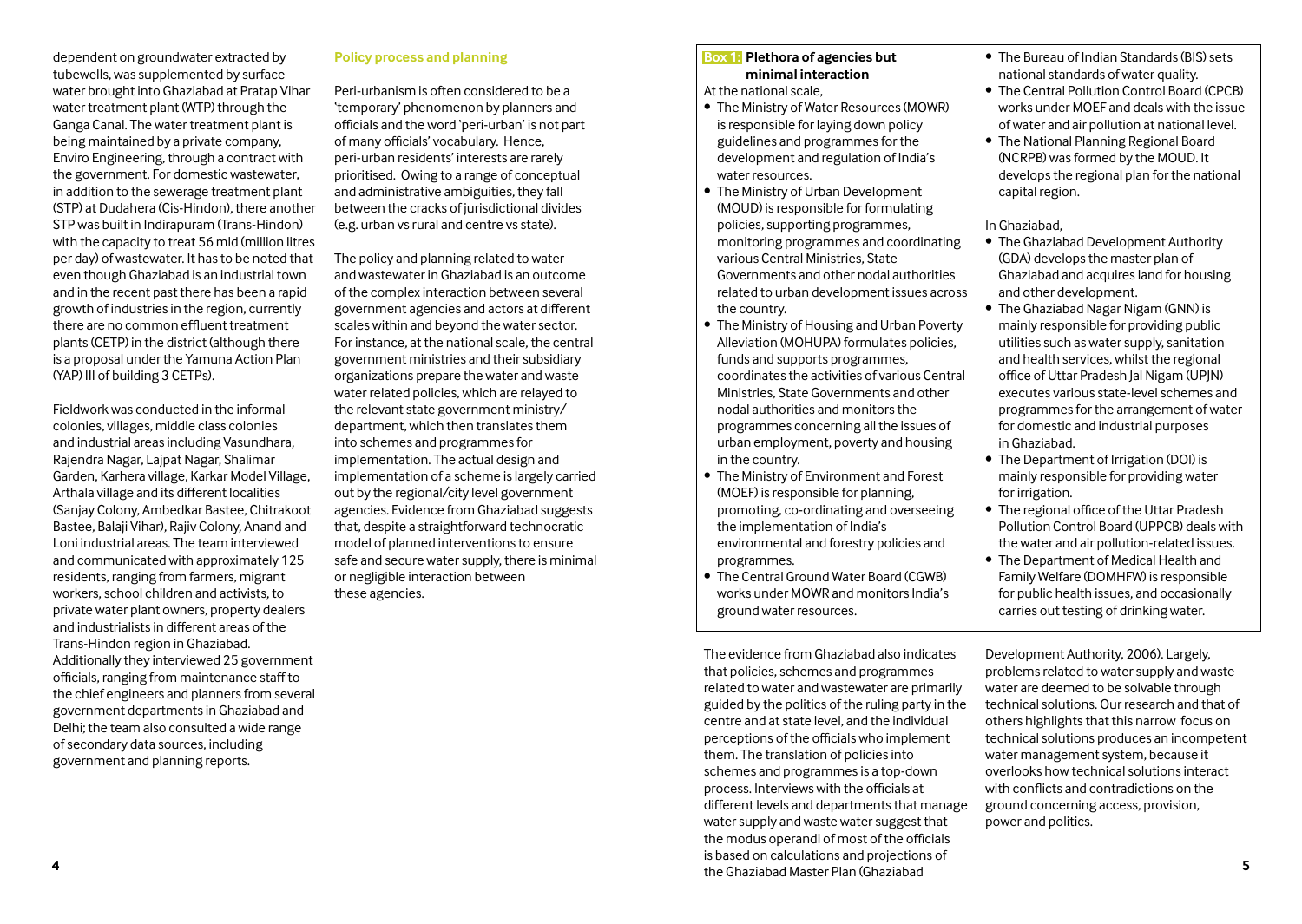dependent on groundwater extracted by tubewells, was supplemented by surface water brought into Ghaziabad at Pratap Vihar water treatment plant (WTP) through the Ganga Canal. The water treatment plant is being maintained by a private company, Enviro Engineering, through a contract with the government. For domestic wastewater, in addition to the sewerage treatment plant (STP) at Dudahera (Cis-Hindon), there another STP was built in Indirapuram (Trans-Hindon) with the capacity to treat 56 mld (million litres per day) of wastewater. It has to be noted that even though Ghaziabad is an industrial town and in the recent past there has been a rapid growth of industries in the region, currently there are no common effluent treatment plants (CETP) in the district (although there is a proposal under the Yamuna Action Plan (YAP) III of building 3 CETPs).

Fieldwork was conducted in the informal colonies, villages, middle class colonies and industrial areas including Vasundhara, Rajendra Nagar, Lajpat Nagar, Shalimar Garden, Karhera village, Karkar Model Village, Arthala village and its different localities (Sanjay Colony, Ambedkar Bastee, Chitrakoot Bastee, Balaji Vihar), Rajiv Colony, Anand and Loni industrial areas. The team interviewed and communicated with approximately 125 residents, ranging from farmers, migrant workers, school children and activists, to private water plant owners, property dealers and industrialists in different areas of the Trans-Hindon region in Ghaziabad. Additionally they interviewed 25 government officials, ranging from maintenance staff to the chief engineers and planners from several government departments in Ghaziabad and Delhi; the team also consulted a wide range of secondary data sources, including government and planning reports.

## Policy process and planning

Peri-urbanism is often considered to be a 'temporary' phenomenon by planners and officials and the word 'peri-urban' is not part of many officials' vocabulary. Hence, peri-urban residents' interests are rarely prioritised. Owing to a range of conceptual and administrative ambiguities, they fall between the cracks of jurisdictional divides (e.g. urban vs rural and centre vs state).

The policy and planning related to water and wastewater in Ghaziabad is an outcome of the complex interaction between several government agencies and actors at different scales within and beyond the water sector. For instance, at the national scale, the central government ministries and their subsidiary organizations prepare the water and waste water related policies, which are relayed to the relevant state government ministry/department, which then translates them into schemes and programmes for implementation. The actual design and implementation of a scheme is largely carried out by the regional/city level government agencies. Evidence from Ghaziabad suggests that, despite a straightforward technocratic model of planned interventions to ensure safe and secure water supply, there is minimal or negligible interaction between these agencies.

**Box 1: Plethora of agencies but minimal interaction**

At the national scale,

- The Ministry of Water Resources (MOWR) is responsible for laying down policy guidelines and programmes for the development and regulation of India's water resources.
- The Ministry of Urban Development (MOUD) is responsible for formulating policies, supporting programmes, monitoring programmes and coordinating various Central Ministries, State Governments and other nodal authorities related to urban development issues across the country.
- The Ministry of Housing and Urban Poverty Alleviation (MOHUPA) formulates policies, funds and supports programmes, coordinates the activities of various Central Ministries, State Governments and other nodal authorities and monitors the programmes concerning all the issues of urban employment, poverty and housing in the country.
- The Ministry of Environment and Forest (MOEF) is responsible for planning, promoting, co-ordinating and overseeing the implementation of India's environmental and forestry policies and programmes.
- The Central Ground Water Board (CGWB) works under MOWR and monitors India's ground water resources.
- The Bureau of Indian Standards (BIS) sets national standards of water quality.
- The Central Pollution Control Board (CPCB) works under MOEF and deals with the issue of water and air pollution at national level.
- The National Planning Regional Board (NCRPB) was formed by the MOUD. It develops the regional plan for the national capital region.

In Ghaziabad,

- The Ghaziabad Development Authority (GDA) develops the master plan of Ghaziabad and acquires land for housing and other development.
- The Ghaziabad Nagar Nigam (GNN) is mainly responsible for providing public utilities such as water supply, sanitation and health services, whilst the regional office of Uttar Pradesh Jal Nigam (UPJN) executes various state-level schemes and programmes for the arrangement of water for domestic and industrial purposes in Ghaziabad.
- The Department of Irrigation (DOI) is mainly responsible for providing water for irrigation.
- The regional office of the Uttar Pradesh Pollution Control Board (UPPCB) deals with the water and air pollution-related issues.
- The Department of Medical Health and Family Welfare (DOMHFW) is responsible for public health issues, and occasionally carries out testing of drinking water.

The evidence from Ghaziabad also indicates that policies, schemes and programmes related to water and wastewater are primarily guided by the politics of the ruling party in the centre and at state level, and the individual perceptions of the officials who implement them. The translation of policies into schemes and programmes is a top-down process. Interviews with the officials at different levels and departments that manage water supply and waste water suggest that the modus operandi of most of the officials is based on calculations and projections of the Ghaziabad Master Plan (Ghaziabad Development Authority, 2006). Largely, problems related to water supply and waste water are deemed to be solvable through technical solutions. Our research and that of others highlights that this narrow focus on technical solutions produces an incompetent water management system, because it overlooks how technical solutions interact with conflicts and contradictions on the ground concerning access, provision, power and politics.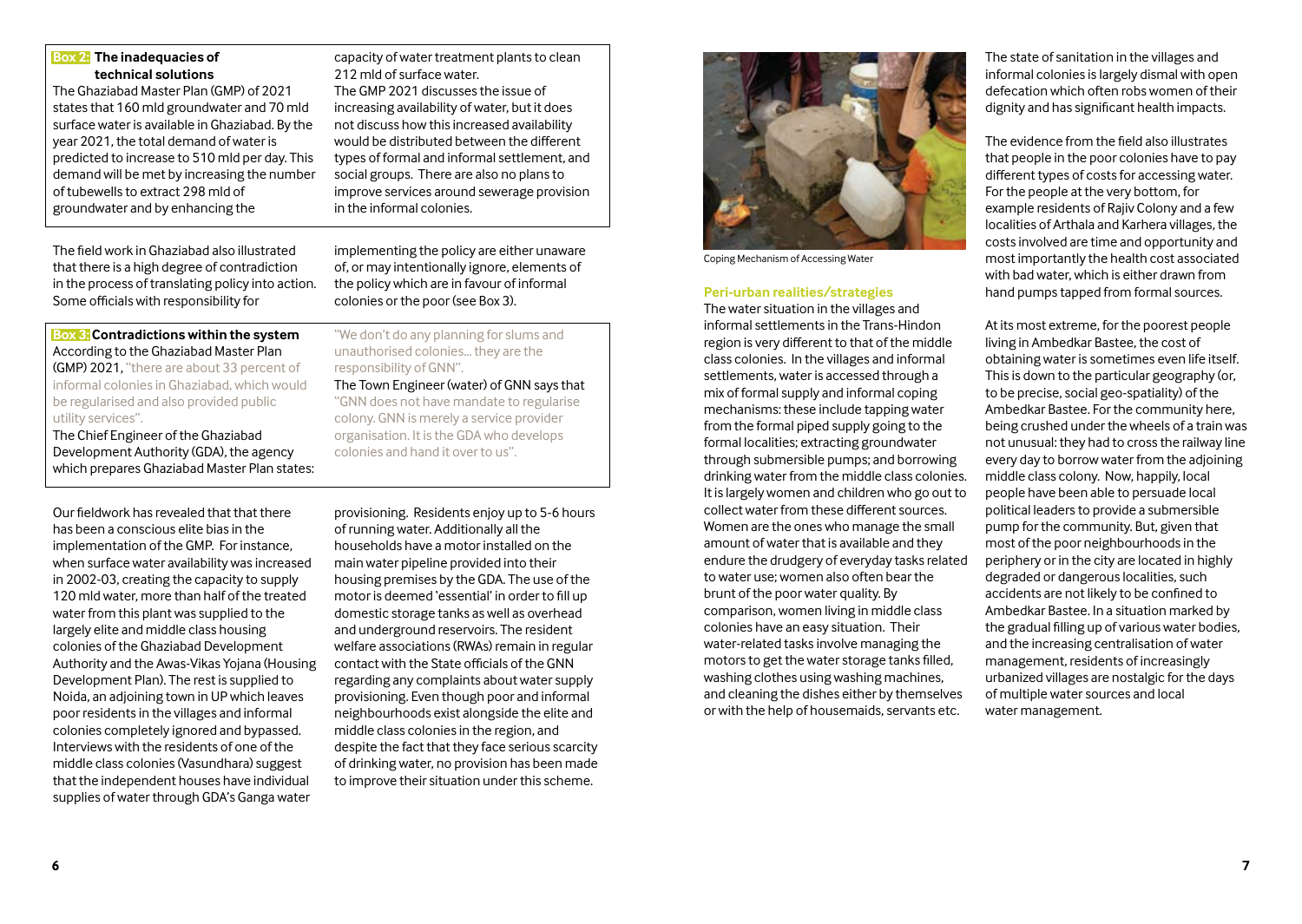**Box 2: The inadequacies of technical solutions**

The Ghaziabad Master Plan (GMP) of 2021 states that 160 mld groundwater and 70 mld surface water is available in Ghaziabad. By the year 2021, the total demand of water is predicted to increase to 510 mld per day. This demand will be met by increasing the number of tubewells to extract 298 mld of groundwater and by enhancing the capacity of water treatment plants to clean 212 mld of surface water.

The GMP 2021 discusses the issue of increasing availability of water, but it does not discuss how this increased availability would be distributed between the different types of formal and informal settlement, and social groups. There are also no plans to improve services around sewerage provision in the informal colonies.

The field work in Ghaziabad also illustrated that there is a high degree of contradiction in the process of translating policy into action. Some officials with responsibility for implementing the policy are either unaware of, or may intentionally ignore, elements of the policy which are in favour of informal colonies or the poor (see Box 3).

**Box 3: Contradictions within the system**

According to the Ghaziabad Master Plan (GMP) 2021, "there are about 33 percent of informal colonies in Ghaziabad, which would be regularised and also provided public utility services".

The Chief Engineer of the Ghaziabad Development Authority (GDA), the agency which prepares Ghaziabad Master Plan states: "We don't do any planning for slums and unauthorised colonies... they are the responsibility of GNN".

The Town Engineer (water) of GNN says that "GNN does not have mandate to regularise colony. GNN is merely a service provider organisation. It is the GDA who develops colonies and hand it over to us".

Our fieldwork has revealed that that there has been a conscious elite bias in the implementation of the GMP. For instance, when surface water availability was increased in 2002-03, creating the capacity to supply 120 mld water, more than half of the treated water from this plant was supplied to the largely elite and middle class housing colonies of the Ghaziabad Development Authority and the Awas-Vikas Yojana (Housing Development Plan). The rest is supplied to Noida, an adjoining town in UP which leaves poor residents in the villages and informal colonies completely ignored and bypassed. Interviews with the residents of one of the middle class colonies (Vasundhara) suggest that the independent houses have individual supplies of water through GDA's Ganga water provisioning. Residents enjoy up to 5-6 hours of running water. Additionally all the households have a motor installed on the main water pipeline provided into their housing premises by the GDA. The use of the motor is deemed 'essential' in order to fill up domestic storage tanks as well as overhead and underground reservoirs. The resident welfare associations (RWAs) remain in regular contact with the State officials of the GNN regarding any complaints about water supply provisioning. Even though poor and informal neighbourhoods exist alongside the elite and middle class colonies in the region, and despite the fact that they face serious scarcity of drinking water, no provision has been made to improve their situation under this scheme.

Coping Mechanism of Accessing Water

### Peri-urban realities/strategies

The water situation in the villages and informal settlements in the Trans-Hindon region is very different to that of the middle class colonies. In the villages and informal settlements, water is accessed through a mix of formal supply and informal coping mechanisms: these include tapping water from the formal piped supply going to the formal localities; extracting groundwater through submersible pumps; and borrowing drinking water from the middle class colonies. It is largely women and children who go out to collect water from these different sources. Women are the ones who manage the small amount of water that is available and they endure the drudgery of everyday tasks related to water use; women also often bear the brunt of the poor water quality. By comparison, women living in middle class colonies have an easy situation. Their water-related tasks involve managing the motors to get the water storage tanks filled, washing clothes using washing machines, and cleaning the dishes either by themselves or with the help of housemaids, servants etc.

The state of sanitation in the villages and informal colonies is largely dismal with open defecation which often robs women of their dignity and has significant health impacts.

The evidence from the field also illustrates that people in the poor colonies have to pay different types of costs for accessing water. For the people at the very bottom, for example residents of Rajiv Colony and a few localities of Arthala and Karhera villages, the costs involved are time and opportunity and most importantly the health cost associated with bad water, which is either drawn from hand pumps tapped from formal sources.

At its most extreme, for the poorest people living in Ambedkar Bastee, the cost of obtaining water is sometimes even life itself. This is down to the particular geography (or, to be precise, social geo-spatiality) of the Ambedkar Bastee. For the community here, being crushed under the wheels of a train was not unusual: they had to cross the railway line every day to borrow water from the adjoining middle class colony. Now, happily, local people have been able to persuade local political leaders to provide a submersible pump for the community. But, given that most of the poor neighbourhoods in the periphery or in the city are located in highly degraded or dangerous localities, such accidents are not likely to be confined to Ambedkar Bastee. In a situation marked by the gradual filling up of various water bodies, and the increasing centralisation of water management, residents of increasingly urbanized villages are nostalgic for the days of multiple water sources and local water management.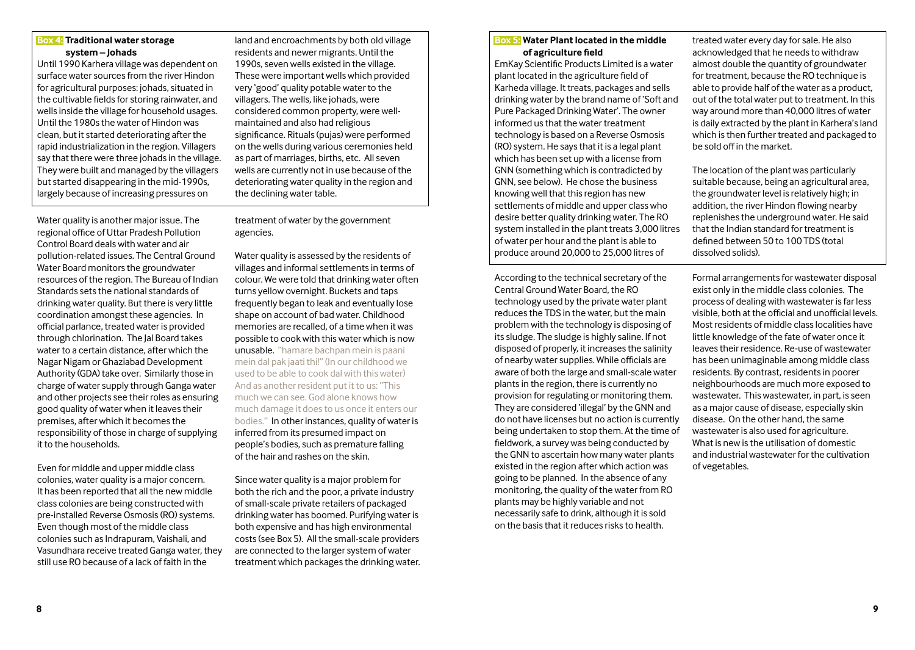**Box 4: Traditional water storage system – Johads**

Until 1990 Karhera village was dependent on surface water sources from the river Hindon for agricultural purposes: johads, situated in the cultivable fields for storing rainwater, and wells inside the village for household usages. Until the 1980s the water of Hindon was clean, but it started deteriorating after the rapid industrialization in the region. Villagers say that there were three johads in the village. They were built and managed by the villagers but started disappearing in the mid-1990s, largely because of increasing pressures on land and encroachments by both old village residents and newer migrants. Until the 1990s, seven wells existed in the village. These were important wells which provided very 'good' quality potable water to the villagers. The wells, like johads, were considered common property, were well-maintained and also had religious significance. Rituals (pujas) were performed on the wells during various ceremonies held as part of marriages, births, etc. All seven wells are currently not in use because of the deteriorating water quality in the region and the declining water table.

Water quality is another major issue. The regional office of Uttar Pradesh Pollution Control Board deals with water and air pollution-related issues. The Central Ground Water Board monitors the groundwater resources of the region. The Bureau of Indian Standards sets the national standards of drinking water quality. But there is very little coordination amongst these agencies. In official parlance, treated water is provided through chlorination. The Jal Board takes water to a certain distance, after which the Nagar Nigam or Ghaziabad Development Authority (GDA) take over. Similarly those in charge of water supply through Ganga water and other projects see their roles as ensuring good quality of water when it leaves their premises, after which it becomes the responsibility of those in charge of supplying it to the households.

Even for middle and upper middle class colonies, water quality is a major concern. It has been reported that all the new middle class colonies are being constructed with pre-installed Reverse Osmosis (RO) systems. Even though most of the middle class colonies such as Indrapuram, Vaishali, and Vasundhara receive treated Ganga water, they still use RO because of a lack of faith in the treatment of water by the government agencies.

Water quality is assessed by the residents of villages and informal settlements in terms of colour. We were told that drinking water often turns yellow overnight. Buckets and taps frequently began to leak and eventually lose shape on account of bad water. Childhood memories are recalled, of a time when it was possible to cook with this water which is now unusable. "hamare bachpan mein is paani mein dal pak jaati thi!" (In our childhood we used to be able to cook dal with this water) And as another resident put it to us: "This much we can see. God alone knows how much damage it does to us once it enters our bodies." In other instances, quality of water is inferred from its presumed impact on people's bodies, such as premature falling of the hair and rashes on the skin.

Since water quality is a major problem for both the rich and the poor, a private industry of small-scale private retailers of packaged drinking water has boomed. Purifying water is both expensive and has high environmental costs (see Box 5). All the small-scale providers are connected to the larger system of water treatment which packages the drinking water.

**Box 5: Water Plant located in the middle of agriculture field**

EmKay Scientific Products Limited is a water plant located in the agriculture field of Karheda village. It treats, packages and sells drinking water by the brand name of 'Soft and Pure Packaged Drinking Water'. The owner informed us that the water treatment technology is based on a Reverse Osmosis (RO) system. He says that it is a legal plant which has been set up with a license from GNN (something which is contradicted by GNN, see below). He chose the business knowing well that this region has new settlements of middle and upper class who desire better quality drinking water. The RO system installed in the plant treats 3,000 litres of water per hour and the plant is able to produce around 20,000 to 25,000 litres of treated water every day for sale. He also acknowledged that he needs to withdraw almost double the quantity of groundwater for treatment, because the RO technique is able to provide half of the water as a product, out of the total water put to treatment. In this way around more than 40,000 litres of water is daily extracted by the plant in Karhera's land which is then further treated and packaged to be sold off in the market.

The location of the plant was particularly suitable because, being an agricultural area, the groundwater level is relatively high; in addition, the river Hindon flowing nearby replenishes the underground water. He said that the Indian standard for treatment is defined between 50 to 100 TDS (total dissolved solids).

According to the technical secretary of the Central Ground Water Board, the RO technology used by the private water plant reduces the TDS in the water, but the main problem with the technology is disposing of its sludge. The sludge is highly saline. If not disposed of properly, it increases the salinity of nearby water supplies. While officials are aware of both the large and small-scale water plants in the region, there is currently no provision for regulating or monitoring them. They are considered 'illegal' by the GNN and do not have licenses but no action is currently being undertaken to stop them. At the time of fieldwork, a survey was being conducted by the GNN to ascertain how many water plants existed in the region after which action was going to be planned. In the absence of any monitoring, the quality of the water from RO plants may be highly variable and not necessarily safe to drink, although it is sold on the basis that it reduces risks to health.

Formal arrangements for wastewater disposal exist only in the middle class colonies. The process of dealing with wastewater is far less visible, both at the official and unofficial levels. Most residents of middle class localities have little knowledge of the fate of water once it leaves their residence. Re-use of wastewater has been unimaginable among middle class residents. By contrast, residents in poorer neighbourhoods are much more exposed to wastewater. This wastewater, in part, is seen as a major cause of disease, especially skin disease. On the other hand, the same wastewater is also used for agriculture. What is new is the utilisation of domestic and industrial wastewater for the cultivation of vegetables.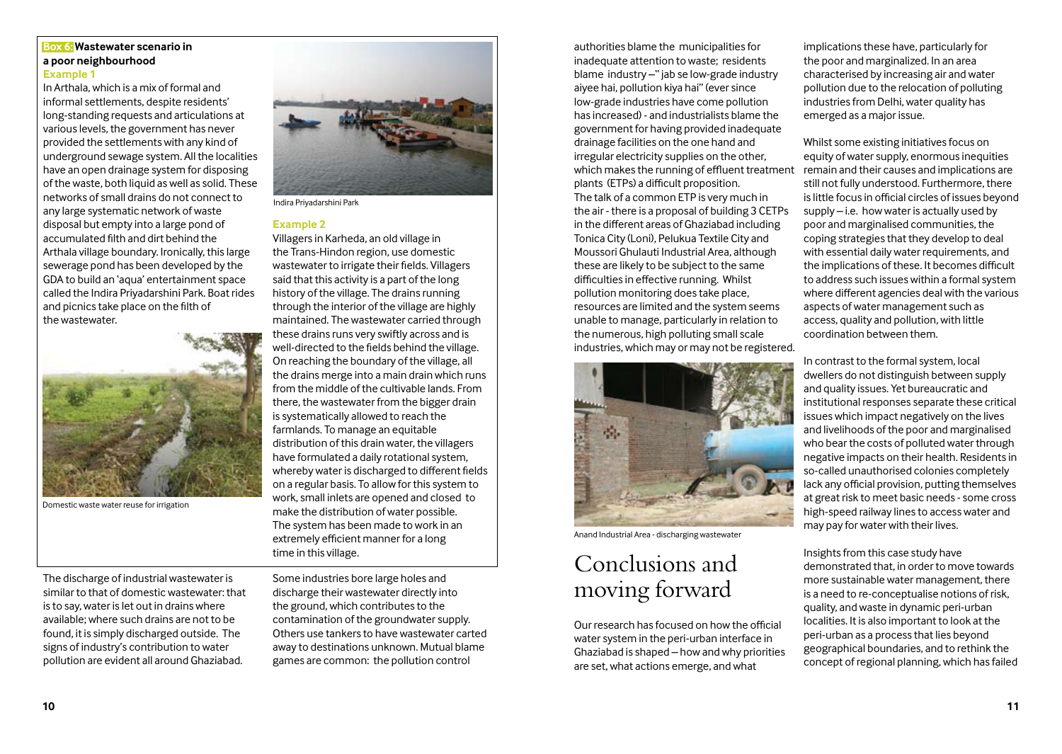**Box 6: Wastewater scenario in a poor neighbourhood**

**Example 1**

In Arthala, which is a mix of formal and informal settlements, despite residents' long-standing requests and articulations at various levels, the government has never provided the settlements with any kind of underground sewage system. All the localities have an open drainage system for disposing of the waste, both liquid as well as solid. These networks of small drains do not connect to any large systematic network of waste disposal but empty into a large pond of accumulated filth and dirt behind the Arthala village boundary. Ironically, this large sewerage pond has been developed by the GDA to build an 'aqua' entertainment space called the Indira Priyadarshini Park. Boat rides and picnics take place on the filth of the wastewater.

Domestic waste water reuse for irrigation

Indira Priyadarshini Park

**Example 2**

Villagers in Karheda, an old village in the Trans-Hindon region, use domestic wastewater to irrigate their fields. Villagers said that this activity is a part of the long history of the village. The drains running through the interior of the village are highly maintained. The wastewater carried through these drains runs very swiftly across and is well-directed to the fields behind the village. On reaching the boundary of the village, all the drains merge into a main drain which runs from the middle of the cultivable lands. From there, the wastewater from the bigger drain is systematically allowed to reach the farmlands. To manage an equitable distribution of this drain water, the villagers have formulated a daily rotational system, whereby water is discharged to different fields on a regular basis. To allow for this system to work, small inlets are opened and closed to make the distribution of water possible. The system has been made to work in an extremely efficient manner for a long time in this village.

The discharge of industrial wastewater is similar to that of domestic wastewater: that is to say, water is let out in drains where available; where such drains are not to be found, it is simply discharged outside. The signs of industry's contribution to water pollution are evident all around Ghaziabad.

Some industries bore large holes and discharge their wastewater directly into the ground, which contributes to the contamination of the groundwater supply. Others use tankers to have wastewater carted away to destinations unknown. Mutual blame games are common: the pollution control authorities blame the municipalities for inadequate attention to waste; residents blame industry – "jab se low-grade industry aiyee hai, pollution kiya hai" (ever since low-grade industries have come pollution has increased) - and industrialists blame the government for having provided inadequate drainage facilities on the one hand and irregular electricity supplies on the other, which makes the running of effluent treatment plants (ETPs) a difficult proposition. The talk of a common ETP is very much in the air - there is a proposal of building 3 CETPs in the different areas of Ghaziabad including Tonica City (Loni), Pelukua Textile City and Moussori Ghulauti Industrial Area, although these are likely to be subject to the same difficulties in effective running. Whilst pollution monitoring does take place, resources are limited and the system seems unable to manage, particularly in relation to the numerous, high polluting small scale industries, which may or may not be registered.

Anand Industrial Area - discharging wastewater

# Conclusions and moving forward

Our research has focused on how the official water system in the peri-urban interface in Ghaziabad is shaped – how and why priorities are set, what actions emerge, and what implications these have, particularly for the poor and marginalized. In an area characterised by increasing air and water pollution due to the relocation of polluting industries from Delhi, water quality has emerged as a major issue.

Whilst some existing initiatives focus on equity of water supply, enormous inequities remain and their causes and implications are still not fully understood. Furthermore, there is little focus in official circles of issues beyond supply – i.e. how water is actually used by poor and marginalised communities, the coping strategies that they develop to deal with essential daily water requirements, and the implications of these. It becomes difficult to address such issues within a formal system where different agencies deal with the various aspects of water management such as access, quality and pollution, with little coordination between them.

In contrast to the formal system, local dwellers do not distinguish between supply and quality issues. Yet bureaucratic and institutional responses separate these critical issues which impact negatively on the lives and livelihoods of the poor and marginalised who bear the costs of polluted water through negative impacts on their health. Residents in so-called unauthorised colonies completely lack any official provision, putting themselves at great risk to meet basic needs - some cross high-speed railway lines to access water and may pay for water with their lives.

Insights from this case study have demonstrated that, in order to move towards more sustainable water management, there is a need to re-conceptualise notions of risk, quality, and waste in dynamic peri-urban localities. It is also important to look at the peri-urban as a process that lies beyond geographical boundaries, and to rethink the concept of regional planning, which has failed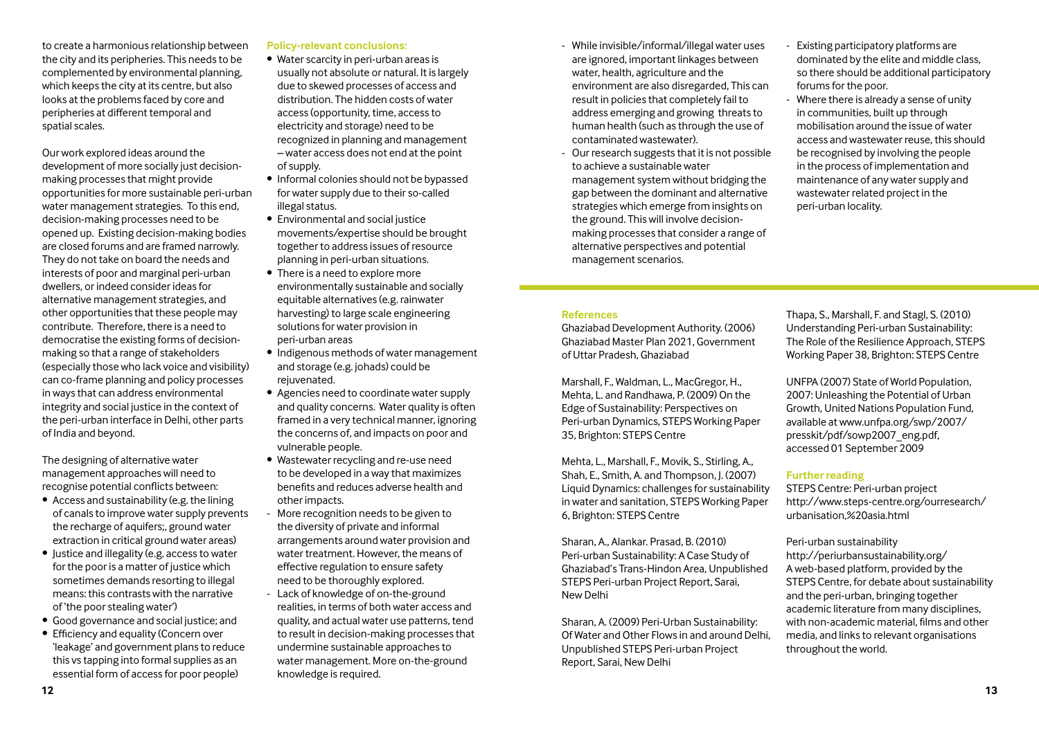to create a harmonious relationship between the city and its peripheries. This needs to be complemented by environmental planning, which keeps the city at its centre, but also looks at the problems faced by core and peripheries at different temporal and spatial scales.

Our work explored ideas around the development of more socially just decision-making processes that might provide opportunities for more sustainable peri-urban water management strategies. To this end, decision-making processes need to be opened up. Existing decision-making bodies are closed forums and are framed narrowly. They do not take on board the needs and interests of poor and marginal peri-urban dwellers, or indeed consider ideas for alternative management strategies, and other opportunities that these people may contribute. Therefore, there is a need to democratise the existing forms of decision-making so that a range of stakeholders (especially those who lack voice and visibility) can co-frame planning and policy processes in ways that can address environmental integrity and social justice in the context of the peri-urban interface in Delhi, other parts of India and beyond.

The designing of alternative water management approaches will need to recognise potential conflicts between:

- Access and sustainability (e.g. the lining of canals to improve water supply prevents the recharge of aquifers;, ground water extraction in critical ground water areas)
- Justice and illegality (e.g. access to water for the poor is a matter of justice which sometimes demands resorting to illegal means: this contrasts with the narrative of 'the poor stealing water')
- Good governance and social justice; and
- Efficiency and equality (Concern over 'leakage' and government plans to reduce this vs tapping into formal supplies as an essential form of access for poor people)

**Policy-relevant conclusions:**

- Water scarcity in peri-urban areas is usually not absolute or natural. It is largely due to skewed processes of access and distribution. The hidden costs of water access (opportunity, time, access to electricity and storage) need to be recognized in planning and management – water access does not end at the point of supply.
- Informal colonies should not be bypassed for water supply due to their so-called illegal status.
- Environmental and social justice movements/expertise should be brought together to address issues of resource planning in peri-urban situations.
- There is a need to explore more environmentally sustainable and socially equitable alternatives (e.g. rainwater harvesting) to large scale engineering solutions for water provision in peri-urban areas
- Indigenous methods of water management and storage (e.g. johads) could be rejuvenated.
- Agencies need to coordinate water supply and quality concerns. Water quality is often framed in a very technical manner, ignoring the concerns of, and impacts on poor and vulnerable people.
- Wastewater recycling and re-use need to be developed in a way that maximizes benefits and reduces adverse health and other impacts.

- More recognition needs to be given to the diversity of private and informal arrangements around water provision and water treatment. However, the means of effective regulation to ensure safety need to be thoroughly explored.
- Lack of knowledge of on-the-ground realities, in terms of both water access and quality, and actual water use patterns, tend to result in decision-making processes that undermine sustainable approaches to water management. More on-the-ground knowledge is required.
- While invisible/informal/illegal water uses are ignored, important linkages between water, health, agriculture and the environment are also disregarded, This can result in policies that completely fail to address emerging and growing threats to human health (such as through the use of contaminated wastewater).
- Our research suggests that it is not possible to achieve a sustainable water management system without bridging the gap between the dominant and alternative strategies which emerge from insights on the ground. This will involve decision-making processes that consider a range of alternative perspectives and potential management scenarios.
- Existing participatory platforms are dominated by the elite and middle class, so there should be additional participatory forums for the poor.
- Where there is already a sense of unity in communities, built up through mobilisation around the issue of water access and wastewater reuse, this should be recognised by involving the people in the process of implementation and maintenance of any water supply and wastewater related project in the peri-urban locality.

**References**

Ghaziabad Development Authority. (2006) Ghaziabad Master Plan 2021, Government of Uttar Pradesh, Ghaziabad

Marshall, F., Waldman, L., MacGregor, H., Mehta, L. and Randhawa, P. (2009) On the Edge of Sustainability: Perspectives on Peri-urban Dynamics, STEPS Working Paper 35, Brighton: STEPS Centre

Mehta, L., Marshall, F., Movik, S., Stirling, A., Shah, E., Smith, A. and Thompson, J. (2007) Liquid Dynamics: challenges for sustainability in water and sanitation, STEPS Working Paper 6, Brighton: STEPS Centre

Sharan, A., Alankar. Prasad, B. (2010) Peri-urban Sustainability: A Case Study of Ghaziabad's Trans-Hindon Area, Unpublished STEPS Peri-urban Project Report, Sarai, New Delhi

Sharan, A. (2009) Peri-Urban Sustainability: Of Water and Other Flows in and around Delhi, Unpublished STEPS Peri-urban Project Report, Sarai, New Delhi

Thapa, S., Marshall, F. and Stagl, S. (2010) Understanding Peri-urban Sustainability: The Role of the Resilience Approach, STEPS Working Paper 38, Brighton: STEPS Centre

UNFPA (2007) State of World Population, 2007: Unleashing the Potential of Urban Growth, United Nations Population Fund, available at www.unfpa.org/swp/2007/presskit/pdf/sowp2007_eng.pdf, accessed 01 September 2009

**Further reading**

STEPS Centre: Peri-urban project
http://www.steps-centre.org/ourresearch/urbanisation,%20asia.html

Peri-urban sustainability
http://periurbansustainability.org/
A web-based platform, provided by the STEPS Centre, for debate about sustainability and the peri-urban, bringing together academic literature from many disciplines, with non-academic material, films and other media, and links to relevant organisations throughout the world.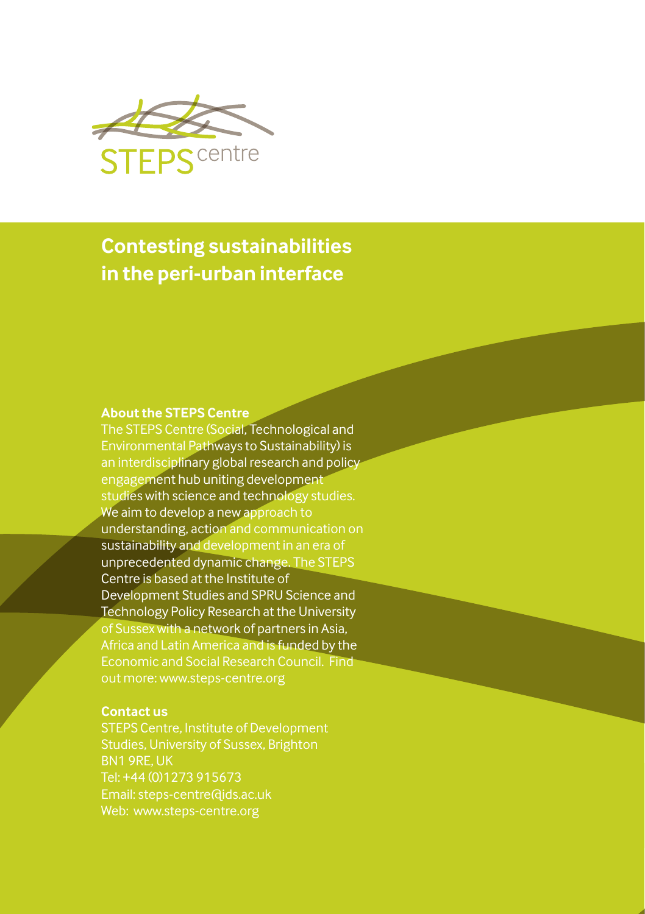STEPS centre

# Contesting sustainabilities in the peri-urban interface

**About the STEPS Centre**

The STEPS Centre (Social, Technological and Environmental Pathways to Sustainability) is an interdisciplinary global research and policy engagement hub uniting development studies with science and technology studies. We aim to develop a new approach to understanding, action and communication on sustainability and development in an era of unprecedented dynamic change. The STEPS Centre is based at the Institute of Development Studies and SPRU Science and Technology Policy Research at the University of Sussex with a network of partners in Asia, Africa and Latin America and is funded by the Economic and Social Research Council. Find out more: www.steps-centre.org

**Contact us**

STEPS Centre, Institute of Development Studies, University of Sussex, Brighton BN1 9RE, UK
Tel: +44 (0)1273 915673
Email: steps-centre@ids.ac.uk
Web: www.steps-centre.org